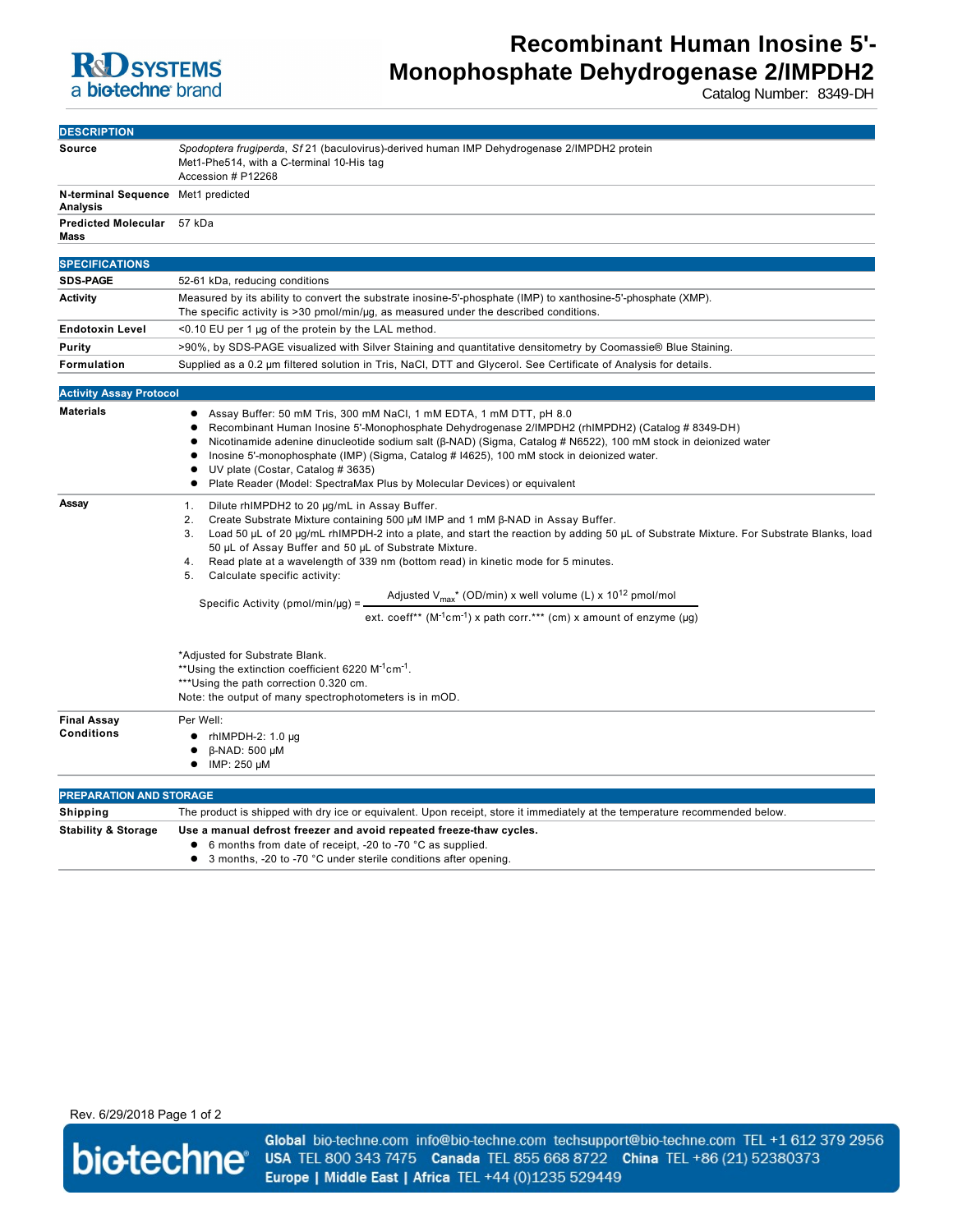# Recombinant Human Inosine 5'-Monophosphate Dehydrogenase 2/IMPDH2

Catalog Number: 8349-DH

## DESCRIPTION

| | |
|---|---|
| **Source** | *Spodoptera frugiperda*, *Sf* 21 (baculovirus)-derived human IMP Dehydrogenase 2/IMPDH2 protein<br>Met1-Phe514, with a C-terminal 10-His tag<br>Accession # P12268 |
| **N-terminal Sequence Analysis** | Met1 predicted |
| **Predicted Molecular Mass** | 57 kDa |

## SPECIFICATIONS

| | |
|---|---|
| **SDS-PAGE** | 52-61 kDa, reducing conditions |
| **Activity** | Measured by its ability to convert the substrate inosine-5'-phosphate (IMP) to xanthosine-5'-phosphate (XMP).<br>The specific activity is >30 pmol/min/µg, as measured under the described conditions. |
| **Endotoxin Level** | <0.10 EU per 1 µg of the protein by the LAL method. |
| **Purity** | >90%, by SDS-PAGE visualized with Silver Staining and quantitative densitometry by Coomassie® Blue Staining. |
| **Formulation** | Supplied as a 0.2 µm filtered solution in Tris, NaCl, DTT and Glycerol. See Certificate of Analysis for details. |

## Activity Assay Protocol

**Materials**

- Assay Buffer: 50 mM Tris, 300 mM NaCl, 1 mM EDTA, 1 mM DTT, pH 8.0
- Recombinant Human Inosine 5'-Monophosphate Dehydrogenase 2/IMPDH2 (rhIMPDH2) (Catalog # 8349-DH)
- Nicotinamide adenine dinucleotide sodium salt (β-NAD) (Sigma, Catalog # N6522), 100 mM stock in deionized water
- Inosine 5'-monophosphate (IMP) (Sigma, Catalog # I4625), 100 mM stock in deionized water.
- UV plate (Costar, Catalog # 3635)
- Plate Reader (Model: SpectraMax Plus by Molecular Devices) or equivalent

**Assay**

1. Dilute rhIMPDH2 to 20 µg/mL in Assay Buffer.
2. Create Substrate Mixture containing 500 µM IMP and 1 mM β-NAD in Assay Buffer.
3. Load 50 µL of 20 µg/mL rhIMPDH-2 into a plate, and start the reaction by adding 50 µL of Substrate Mixture. For Substrate Blanks, load 50 µL of Assay Buffer and 50 µL of Substrate Mixture.
4. Read plate at a wavelength of 339 nm (bottom read) in kinetic mode for 5 minutes.
5. Calculate specific activity:

$$\text{Specific Activity (pmol/min/µg)} = \frac{\text{Adjusted } V_{max}^{*} \text{ (OD/min)} \times \text{well volume (L)} \times 10^{12} \text{ pmol/mol}}{\text{ext. coeff}^{**} \ (M^{-1}cm^{-1}) \times \text{path corr.}^{***} \text{ (cm)} \times \text{amount of enzyme (µg)}}$$

*Adjusted for Substrate Blank.
**Using the extinction coefficient 6220 $M^{-1}cm^{-1}$.
***Using the path correction 0.320 cm.
Note: the output of many spectrophotometers is in mOD.

**Final Assay Conditions**

Per Well:

- rhIMPDH-2: 1.0 µg
- β-NAD: 500 µM
- IMP: 250 µM

## PREPARATION AND STORAGE

**Shipping**

The product is shipped with dry ice or equivalent. Upon receipt, store it immediately at the temperature recommended below.

**Stability & Storage**

**Use a manual defrost freezer and avoid repeated freeze-thaw cycles.**

- 6 months from date of receipt, -20 to -70 °C as supplied.
- 3 months, -20 to -70 °C under sterile conditions after opening.

Rev. 6/29/2018 Page 1 of 2

**Global** bio-techne.com info@bio-techne.com techsupport@bio-techne.com TEL +1 612 379 2956 **USA** TEL 800 343 7475 **Canada** TEL 855 668 8722 **China** TEL +86 (21) 52380373 **Europe | Middle East | Africa** TEL +44 (0)1235 529449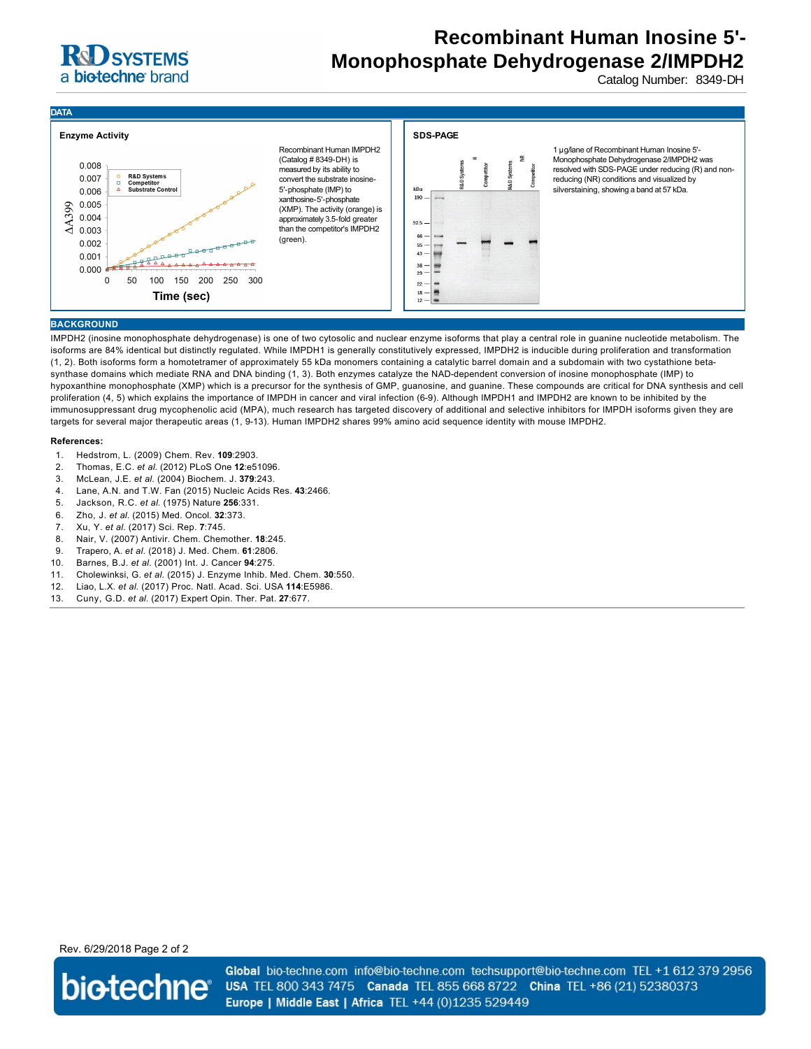# Recombinant Human Inosine 5'-Monophosphate Dehydrogenase 2/IMPDH2

Catalog Number: 8349-DH

## DATA

### Enzyme Activity

0.008
0.007
0.006
0.005
0.004
0.003
0.002
0.001
0.000

ΔA399

R&D Systems
Competitor
Substrate Control

0 50 100 150 200 250 300

Time (sec)

Recombinant Human IMPDH2 (Catalog # 8349-DH) is measured by its ability to convert the substrate inosine-5'-phosphate (IMP) to xanthosine-5'-phosphate (XMP). The activity (orange) is approximately 3.5-fold greater than the competitor's IMPDH2 (green).

### SDS-PAGE

kDa
190
92.5
66
55
43
36
29
22
18
12

R&D Systems
Competitor
R
R&D Systems
Competitor
NR

1 µg/lane of Recombinant Human Inosine 5'-Monophosphate Dehydrogenase 2/IMPDH2 was resolved with SDS-PAGE under reducing (R) and non-reducing (NR) conditions and visualized by silverstaining, showing a band at 57 kDa.

## BACKGROUND

IMPDH2 (inosine monophosphate dehydrogenase) is one of two cytosolic and nuclear enzyme isoforms that play a central role in guanine nucleotide metabolism. The isoforms are 84% identical but distinctly regulated. While IMPDH1 is generally constitutively expressed, IMPDH2 is inducible during proliferation and transformation (1, 2). Both isoforms form a homotetramer of approximately 55 kDa monomers containing a catalytic barrel domain and a subdomain with two cystathione beta-synthase domains which mediate RNA and DNA binding (1, 3). Both enzymes catalyze the NAD-dependent conversion of inosine monophosphate (IMP) to hypoxanthine monophosphate (XMP) which is a precursor for the synthesis of GMP, guanosine, and guanine. These compounds are critical for DNA synthesis and cell proliferation (4, 5) which explains the importance of IMPDH in cancer and viral infection (6-9). Although IMPDH1 and IMPDH2 are known to be inhibited by the immunosuppressant drug mycophenolic acid (MPA), much research has targeted discovery of additional and selective inhibitors for IMPDH isoforms given they are targets for several major therapeutic areas (1, 9-13). Human IMPDH2 shares 99% amino acid sequence identity with mouse IMPDH2.

**References:**

1. Hedstrom, L. (2009) Chem. Rev. **109**:2903.
2. Thomas, E.C. *et al.* (2012) PLoS One **12**:e51096.
3. McLean, J.E. *et al.* (2004) Biochem. J. **379**:243.
4. Lane, A.N. and T.W. Fan (2015) Nucleic Acids Res. **43**:2466.
5. Jackson, R.C. *et al.* (1975) Nature **256**:331.
6. Zho, J. *et al.* (2015) Med. Oncol. **32**:373.
7. Xu, Y. *et al.* (2017) Sci. Rep. **7**:745.
8. Nair, V. (2007) Antivir. Chem. Chemother. **18**:245.
9. Trapero, A. *et al.* (2018) J. Med. Chem. **61**:2806.
10. Barnes, B.J. *et al.* (2001) Int. J. Cancer **94**:275.
11. Cholewinkski, G. *et al.* (2015) J. Enzyme Inhib. Med. Chem. **30**:550.
12. Liao, L.X. *et al.* (2017) Proc. Natl. Acad. Sci. USA **114**:E5986.
13. Cuny, G.D. *et al.* (2017) Expert Opin. Ther. Pat. **27**:677.

Rev. 6/29/2018

**Global** bio-techne.com info@bio-techne.com techsupport@bio-techne.com TEL +1 612 379 2956
**USA** TEL 800 343 7475 **Canada** TEL 855 668 8722 **China** TEL +86 (21) 52380373
**Europe | Middle East | Africa** TEL +44 (0)1235 529449